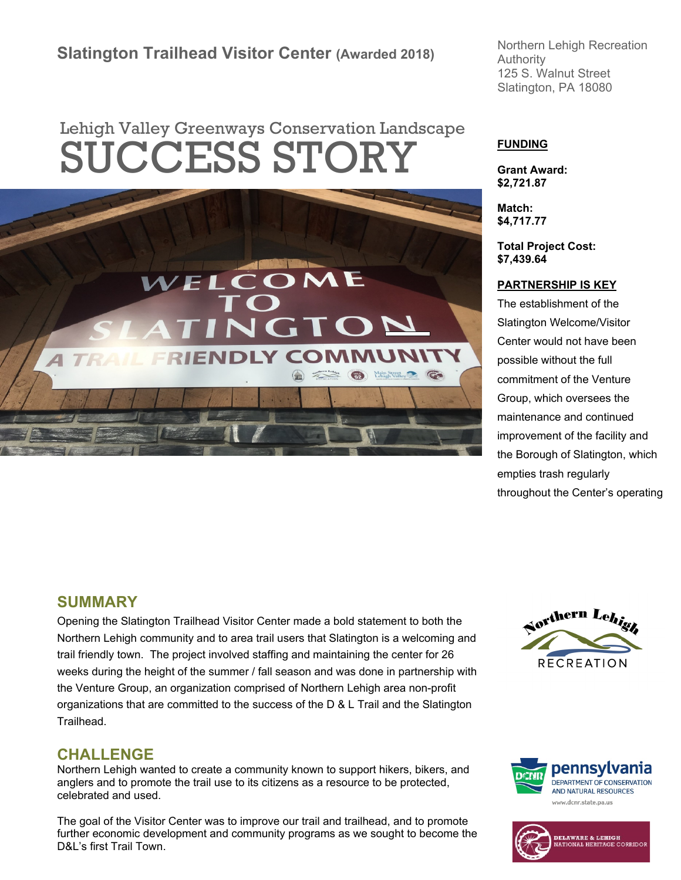## Slatington Trailhead Visitor Center (Awarded 2018)

Northern Lehigh Recreation Authority
125 S. Walnut Street
Slatington, PA 18080

Lehigh Valley Greenways Conservation Landscape

# SUCCESS STORY

**FUNDING**

**Grant Award:**
**$2,721.87**

**Match:**
**$4,717.77**

**Total Project Cost:**
**$7,439.64**

**PARTNERSHIP IS KEY**

The establishment of the Slatington Welcome/Visitor Center would not have been possible without the full commitment of the Venture Group, which oversees the maintenance and continued improvement of the facility and the Borough of Slatington, which empties trash regularly throughout the Center's operating

## SUMMARY

Opening the Slatington Trailhead Visitor Center made a bold statement to both the Northern Lehigh community and to area trail users that Slatington is a welcoming and trail friendly town. The project involved staffing and maintaining the center for 26 weeks during the height of the summer / fall season and was done in partnership with the Venture Group, an organization comprised of Northern Lehigh area non-profit organizations that are committed to the success of the D & L Trail and the Slatington Trailhead.

## CHALLENGE

Northern Lehigh wanted to create a community known to support hikers, bikers, and anglers and to promote the trail use to its citizens as a resource to be protected, celebrated and used.

The goal of the Visitor Center was to improve our trail and trailhead, and to promote further economic development and community programs as we sought to become the D&L's first Trail Town.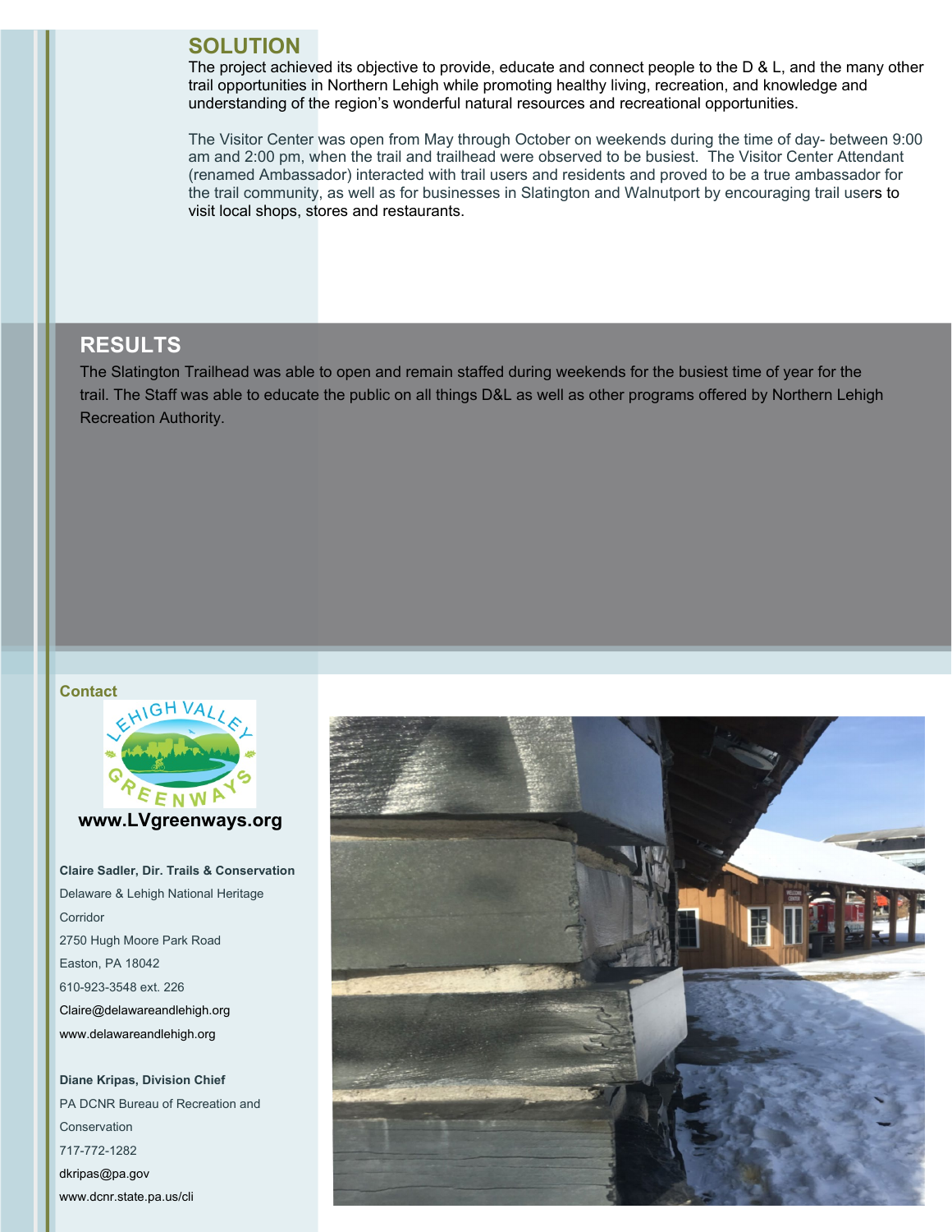## SOLUTION

The project achieved its objective to provide, educate and connect people to the D & L, and the many other trail opportunities in Northern Lehigh while promoting healthy living, recreation, and knowledge and understanding of the region's wonderful natural resources and recreational opportunities.

The Visitor Center was open from May through October on weekends during the time of day- between 9:00 am and 2:00 pm, when the trail and trailhead were observed to be busiest. The Visitor Center Attendant (renamed Ambassador) interacted with trail users and residents and proved to be a true ambassador for the trail community, as well as for businesses in Slatington and Walnutport by encouraging trail users to visit local shops, stores and restaurants.

## RESULTS

The Slatington Trailhead was able to open and remain staffed during weekends for the busiest time of year for the trail. The Staff was able to educate the public on all things D&L as well as other programs offered by Northern Lehigh Recreation Authority.

**Contact**

**www.LVgreenways.org**

**Claire Sadler, Dir. Trails & Conservation**
Delaware & Lehigh National Heritage Corridor
2750 Hugh Moore Park Road
Easton, PA 18042
610-923-3548 ext. 226
Claire@delawareandlehigh.org
www.delawareandlehigh.org

**Diane Kripas, Division Chief**
PA DCNR Bureau of Recreation and Conservation
717-772-1282
dkripas@pa.gov
www.dcnr.state.pa.us/cli